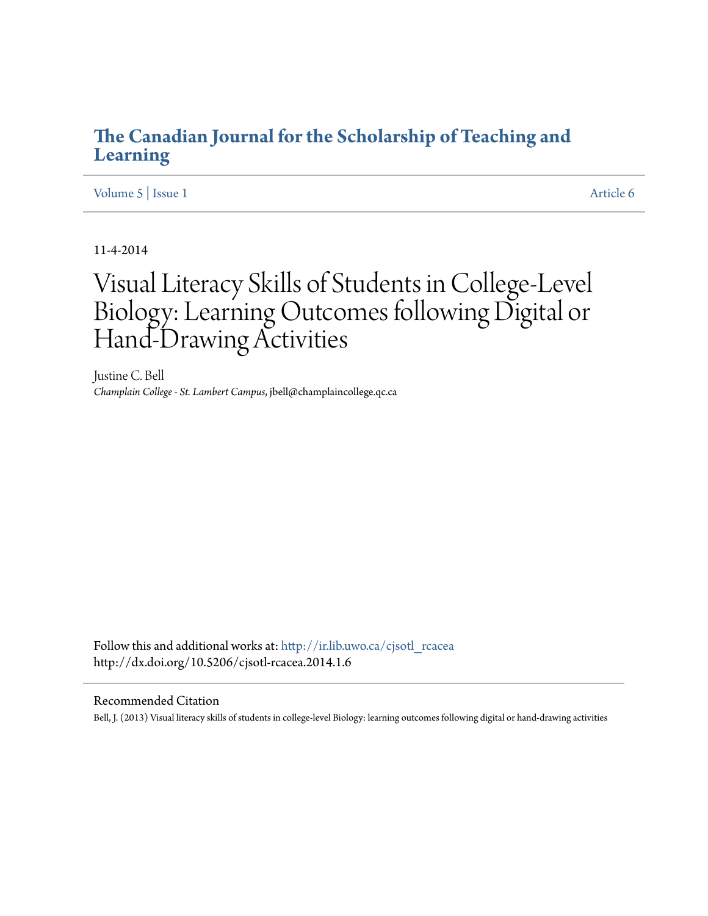# The Canadian Journal for the Scholarship of Teaching and Learning

Volume 5 | Issue 1 | Article 6

11-4-2014

# Visual Literacy Skills of Students in College-Level Biology: Learning Outcomes following Digital or Hand-Drawing Activities

Justine C. Bell
*Champlain College - St. Lambert Campus*, jbell@champlaincollege.qc.ca

Follow this and additional works at: http://ir.lib.uwo.ca/cjsotl_rcacea
http://dx.doi.org/10.5206/cjsotl-rcacea.2014.1.6

## Recommended Citation

Bell, J. (2013) Visual literacy skills of students in college-level Biology: learning outcomes following digital or hand-drawing activities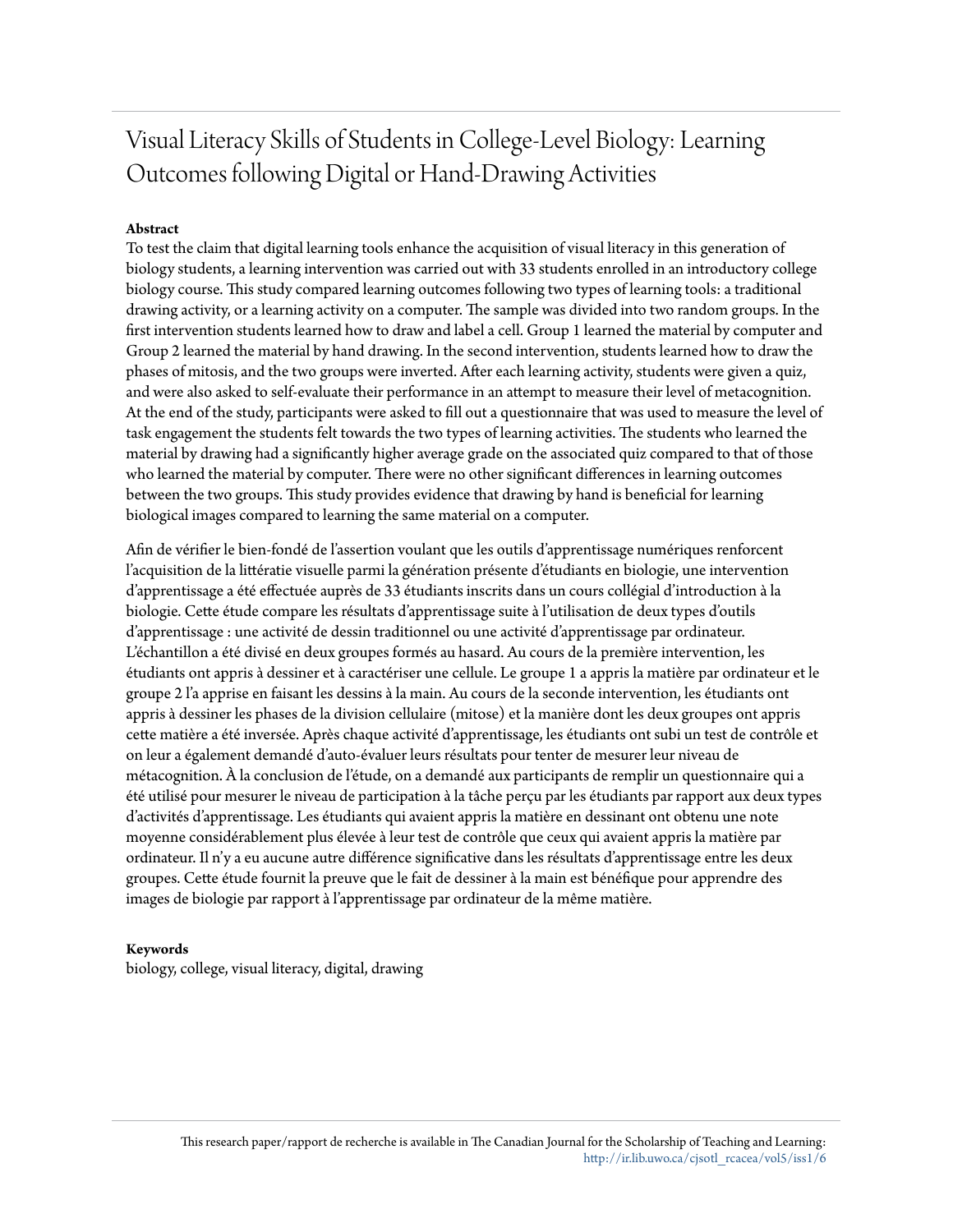# Visual Literacy Skills of Students in College-Level Biology: Learning Outcomes following Digital or Hand-Drawing Activities

**Abstract**

To test the claim that digital learning tools enhance the acquisition of visual literacy in this generation of biology students, a learning intervention was carried out with 33 students enrolled in an introductory college biology course. This study compared learning outcomes following two types of learning tools: a traditional drawing activity, or a learning activity on a computer. The sample was divided into two random groups. In the first intervention students learned how to draw and label a cell. Group 1 learned the material by computer and Group 2 learned the material by hand drawing. In the second intervention, students learned how to draw the phases of mitosis, and the two groups were inverted. After each learning activity, students were given a quiz, and were also asked to self-evaluate their performance in an attempt to measure their level of metacognition. At the end of the study, participants were asked to fill out a questionnaire that was used to measure the level of task engagement the students felt towards the two types of learning activities. The students who learned the material by drawing had a significantly higher average grade on the associated quiz compared to that of those who learned the material by computer. There were no other significant differences in learning outcomes between the two groups. This study provides evidence that drawing by hand is beneficial for learning biological images compared to learning the same material on a computer.

Afin de vérifier le bien-fondé de l'assertion voulant que les outils d'apprentissage numériques renforcent l'acquisition de la littératie visuelle parmi la génération présente d'étudiants en biologie, une intervention d'apprentissage a été effectuée auprès de 33 étudiants inscrits dans un cours collégial d'introduction à la biologie. Cette étude compare les résultats d'apprentissage suite à l'utilisation de deux types d'outils d'apprentissage : une activité de dessin traditionnel ou une activité d'apprentissage par ordinateur. L'échantillon a été divisé en deux groupes formés au hasard. Au cours de la première intervention, les étudiants ont appris à dessiner et à caractériser une cellule. Le groupe 1 a appris la matière par ordinateur et le groupe 2 l'a apprise en faisant les dessins à la main. Au cours de la seconde intervention, les étudiants ont appris à dessiner les phases de la division cellulaire (mitose) et la manière dont les deux groupes ont appris cette matière a été inversée. Après chaque activité d'apprentissage, les étudiants ont subi un test de contrôle et on leur a également demandé d'auto-évaluer leurs résultats pour tenter de mesurer leur niveau de métacognition. À la conclusion de l'étude, on a demandé aux participants de remplir un questionnaire qui a été utilisé pour mesurer le niveau de participation à la tâche perçu par les étudiants par rapport aux deux types d'activités d'apprentissage. Les étudiants qui avaient appris la matière en dessinant ont obtenu une note moyenne considérablement plus élevée à leur test de contrôle que ceux qui avaient appris la matière par ordinateur. Il n'y a eu aucune autre différence significative dans les résultats d'apprentissage entre les deux groupes. Cette étude fournit la preuve que le fait de dessiner à la main est bénéfique pour apprendre des images de biologie par rapport à l'apprentissage par ordinateur de la même matière.

**Keywords**

biology, college, visual literacy, digital, drawing

This research paper/rapport de recherche is available in The Canadian Journal for the Scholarship of Teaching and Learning: http://ir.lib.uwo.ca/cjsotl_rcacea/vol5/iss1/6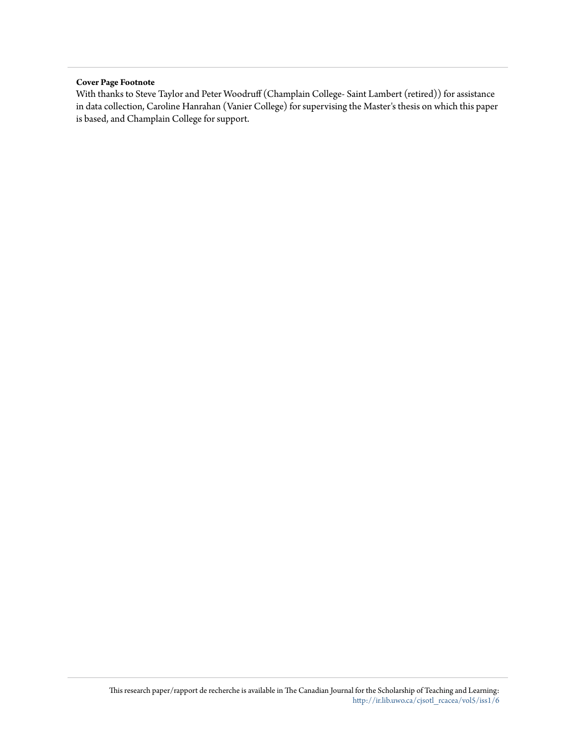**Cover Page Footnote**

With thanks to Steve Taylor and Peter Woodruff (Champlain College- Saint Lambert (retired)) for assistance in data collection, Caroline Hanrahan (Vanier College) for supervising the Master's thesis on which this paper is based, and Champlain College for support.

This research paper/rapport de recherche is available in The Canadian Journal for the Scholarship of Teaching and Learning: http://ir.lib.uwo.ca/cjsotl_rcacea/vol5/iss1/6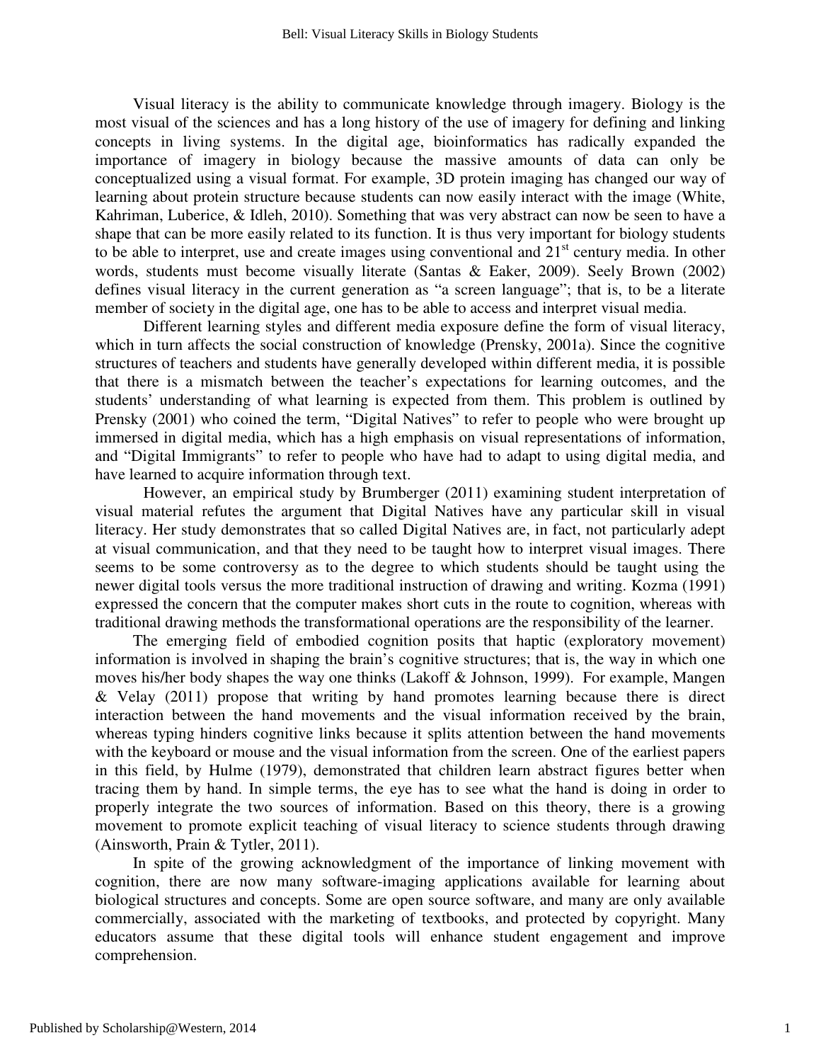Visual literacy is the ability to communicate knowledge through imagery. Biology is the most visual of the sciences and has a long history of the use of imagery for defining and linking concepts in living systems. In the digital age, bioinformatics has radically expanded the importance of imagery in biology because the massive amounts of data can only be conceptualized using a visual format. For example, 3D protein imaging has changed our way of learning about protein structure because students can now easily interact with the image (White, Kahriman, Luberice, & Idleh, 2010). Something that was very abstract can now be seen to have a shape that can be more easily related to its function. It is thus very important for biology students to be able to interpret, use and create images using conventional and 21st century media. In other words, students must become visually literate (Santas & Eaker, 2009). Seely Brown (2002) defines visual literacy in the current generation as "a screen language"; that is, to be a literate member of society in the digital age, one has to be able to access and interpret visual media.

Different learning styles and different media exposure define the form of visual literacy, which in turn affects the social construction of knowledge (Prensky, 2001a). Since the cognitive structures of teachers and students have generally developed within different media, it is possible that there is a mismatch between the teacher's expectations for learning outcomes, and the students' understanding of what learning is expected from them. This problem is outlined by Prensky (2001) who coined the term, "Digital Natives" to refer to people who were brought up immersed in digital media, which has a high emphasis on visual representations of information, and "Digital Immigrants" to refer to people who have had to adapt to using digital media, and have learned to acquire information through text.

However, an empirical study by Brumberger (2011) examining student interpretation of visual material refutes the argument that Digital Natives have any particular skill in visual literacy. Her study demonstrates that so called Digital Natives are, in fact, not particularly adept at visual communication, and that they need to be taught how to interpret visual images. There seems to be some controversy as to the degree to which students should be taught using the newer digital tools versus the more traditional instruction of drawing and writing. Kozma (1991) expressed the concern that the computer makes short cuts in the route to cognition, whereas with traditional drawing methods the transformational operations are the responsibility of the learner.

The emerging field of embodied cognition posits that haptic (exploratory movement) information is involved in shaping the brain's cognitive structures; that is, the way in which one moves his/her body shapes the way one thinks (Lakoff & Johnson, 1999). For example, Mangen & Velay (2011) propose that writing by hand promotes learning because there is direct interaction between the hand movements and the visual information received by the brain, whereas typing hinders cognitive links because it splits attention between the hand movements with the keyboard or mouse and the visual information from the screen. One of the earliest papers in this field, by Hulme (1979), demonstrated that children learn abstract figures better when tracing them by hand. In simple terms, the eye has to see what the hand is doing in order to properly integrate the two sources of information. Based on this theory, there is a growing movement to promote explicit teaching of visual literacy to science students through drawing (Ainsworth, Prain & Tytler, 2011).

In spite of the growing acknowledgment of the importance of linking movement with cognition, there are now many software-imaging applications available for learning about biological structures and concepts. Some are open source software, and many are only available commercially, associated with the marketing of textbooks, and protected by copyright. Many educators assume that these digital tools will enhance student engagement and improve comprehension.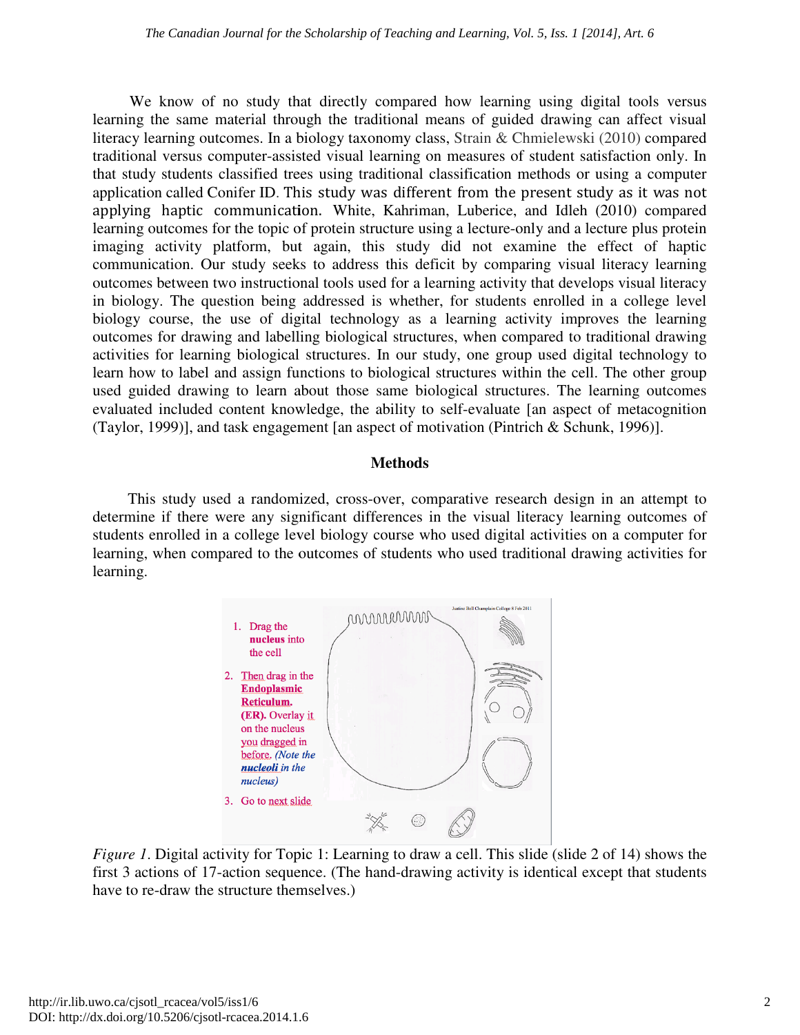We know of no study that directly compared how learning using digital tools versus learning the same material through the traditional means of guided drawing can affect visual literacy learning outcomes. In a biology taxonomy class, Strain & Chmielewski (2010) compared traditional versus computer-assisted visual learning on measures of student satisfaction only. In that study students classified trees using traditional classification methods or using a computer application called Conifer ID. This study was different from the present study as it was not applying haptic communication. White, Kahriman, Luberice, and Idleh (2010) compared learning outcomes for the topic of protein structure using a lecture-only and a lecture plus protein imaging activity platform, but again, this study did not examine the effect of haptic communication. Our study seeks to address this deficit by comparing visual literacy learning outcomes between two instructional tools used for a learning activity that develops visual literacy in biology. The question being addressed is whether, for students enrolled in a college level biology course, the use of digital technology as a learning activity improves the learning outcomes for drawing and labelling biological structures, when compared to traditional drawing activities for learning biological structures. In our study, one group used digital technology to learn how to label and assign functions to biological structures within the cell. The other group used guided drawing to learn about those same biological structures. The learning outcomes evaluated included content knowledge, the ability to self-evaluate [an aspect of metacognition (Taylor, 1999)], and task engagement [an aspect of motivation (Pintrich & Schunk, 1996)].

## Methods

This study used a randomized, cross-over, comparative research design in an attempt to determine if there were any significant differences in the visual literacy learning outcomes of students enrolled in a college level biology course who used digital activities on a computer for learning, when compared to the outcomes of students who used traditional drawing activities for learning.

*Figure 1*. Digital activity for Topic 1: Learning to draw a cell. This slide (slide 2 of 14) shows the first 3 actions of 17-action sequence. (The hand-drawing activity is identical except that students have to re-draw the structure themselves.)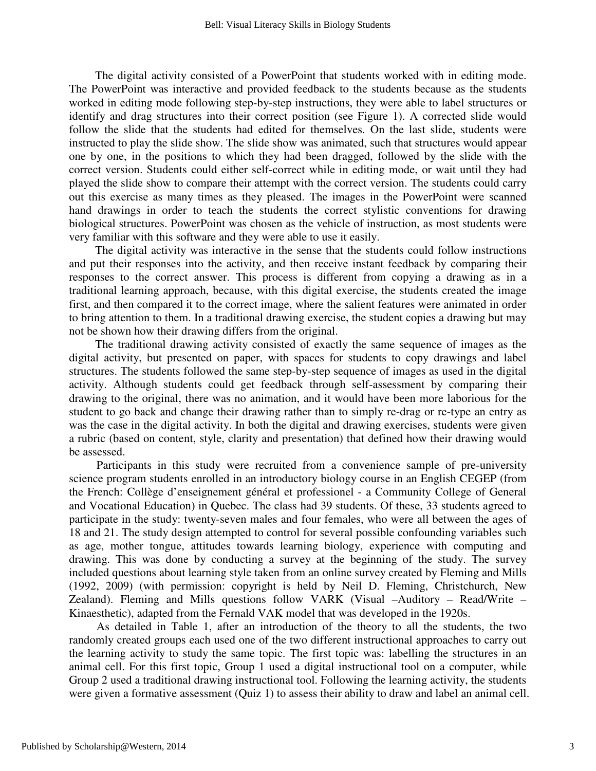The digital activity consisted of a PowerPoint that students worked with in editing mode. The PowerPoint was interactive and provided feedback to the students because as the students worked in editing mode following step-by-step instructions, they were able to label structures or identify and drag structures into their correct position (see Figure 1). A corrected slide would follow the slide that the students had edited for themselves. On the last slide, students were instructed to play the slide show. The slide show was animated, such that structures would appear one by one, in the positions to which they had been dragged, followed by the slide with the correct version. Students could either self-correct while in editing mode, or wait until they had played the slide show to compare their attempt with the correct version. The students could carry out this exercise as many times as they pleased. The images in the PowerPoint were scanned hand drawings in order to teach the students the correct stylistic conventions for drawing biological structures. PowerPoint was chosen as the vehicle of instruction, as most students were very familiar with this software and they were able to use it easily.

The digital activity was interactive in the sense that the students could follow instructions and put their responses into the activity, and then receive instant feedback by comparing their responses to the correct answer. This process is different from copying a drawing as in a traditional learning approach, because, with this digital exercise, the students created the image first, and then compared it to the correct image, where the salient features were animated in order to bring attention to them. In a traditional drawing exercise, the student copies a drawing but may not be shown how their drawing differs from the original.

The traditional drawing activity consisted of exactly the same sequence of images as the digital activity, but presented on paper, with spaces for students to copy drawings and label structures. The students followed the same step-by-step sequence of images as used in the digital activity. Although students could get feedback through self-assessment by comparing their drawing to the original, there was no animation, and it would have been more laborious for the student to go back and change their drawing rather than to simply re-drag or re-type an entry as was the case in the digital activity. In both the digital and drawing exercises, students were given a rubric (based on content, style, clarity and presentation) that defined how their drawing would be assessed.

Participants in this study were recruited from a convenience sample of pre-university science program students enrolled in an introductory biology course in an English CEGEP (from the French: Collège d'enseignement général et professionel - a Community College of General and Vocational Education) in Quebec. The class had 39 students. Of these, 33 students agreed to participate in the study: twenty-seven males and four females, who were all between the ages of 18 and 21. The study design attempted to control for several possible confounding variables such as age, mother tongue, attitudes towards learning biology, experience with computing and drawing. This was done by conducting a survey at the beginning of the study. The survey included questions about learning style taken from an online survey created by Fleming and Mills (1992, 2009) (with permission: copyright is held by Neil D. Fleming, Christchurch, New Zealand). Fleming and Mills questions follow VARK (Visual –Auditory – Read/Write – Kinaesthetic), adapted from the Fernald VAK model that was developed in the 1920s.

As detailed in Table 1, after an introduction of the theory to all the students, the two randomly created groups each used one of the two different instructional approaches to carry out the learning activity to study the same topic. The first topic was: labelling the structures in an animal cell. For this first topic, Group 1 used a digital instructional tool on a computer, while Group 2 used a traditional drawing instructional tool. Following the learning activity, the students were given a formative assessment (Quiz 1) to assess their ability to draw and label an animal cell.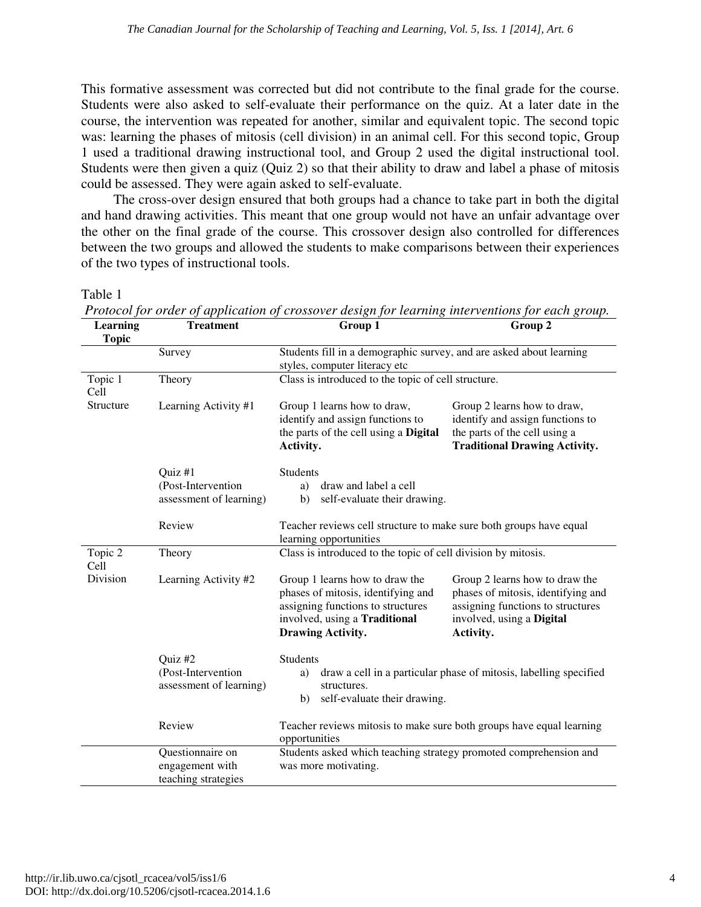This formative assessment was corrected but did not contribute to the final grade for the course. Students were also asked to self-evaluate their performance on the quiz. At a later date in the course, the intervention was repeated for another, similar and equivalent topic. The second topic was: learning the phases of mitosis (cell division) in an animal cell. For this second topic, Group 1 used a traditional drawing instructional tool, and Group 2 used the digital instructional tool. Students were then given a quiz (Quiz 2) so that their ability to draw and label a phase of mitosis could be assessed. They were again asked to self-evaluate.

The cross-over design ensured that both groups had a chance to take part in both the digital and hand drawing activities. This meant that one group would not have an unfair advantage over the other on the final grade of the course. This crossover design also controlled for differences between the two groups and allowed the students to make comparisons between their experiences of the two types of instructional tools.

Table 1

*Protocol for order of application of crossover design for learning interventions for each group.*

| Learning Topic | Treatment | Group 1 | Group 2 |
|---|---|---|---|
| | Survey | Students fill in a demographic survey, and are asked about learning styles, computer literacy etc | |
| Topic 1 Cell Structure | Theory | Class is introduced to the topic of cell structure. | |
| | Learning Activity #1 | Group 1 learns how to draw, identify and assign functions to the parts of the cell using a **Digital Activity.** | Group 2 learns how to draw, identify and assign functions to the parts of the cell using a **Traditional Drawing Activity.** |
| | Quiz #1 (Post-Intervention assessment of learning) | Students a) draw and label a cell b) self-evaluate their drawing. | |
| | Review | Teacher reviews cell structure to make sure both groups have equal learning opportunities | |
| Topic 2 Cell Division | Theory | Class is introduced to the topic of cell division by mitosis. | |
| | Learning Activity #2 | Group 1 learns how to draw the phases of mitosis, identifying and assigning functions to structures involved, using a **Traditional Drawing Activity.** | Group 2 learns how to draw the phases of mitosis, identifying and assigning functions to structures involved, using a **Digital Activity.** |
| | Quiz #2 (Post-Intervention assessment of learning) | Students a) draw a cell in a particular phase of mitosis, labelling specified structures. b) self-evaluate their drawing. | |
| | Review | Teacher reviews mitosis to make sure both groups have equal learning opportunities | |
| | Questionnaire on engagement with teaching strategies | Students asked which teaching strategy promoted comprehension and was more motivating. | |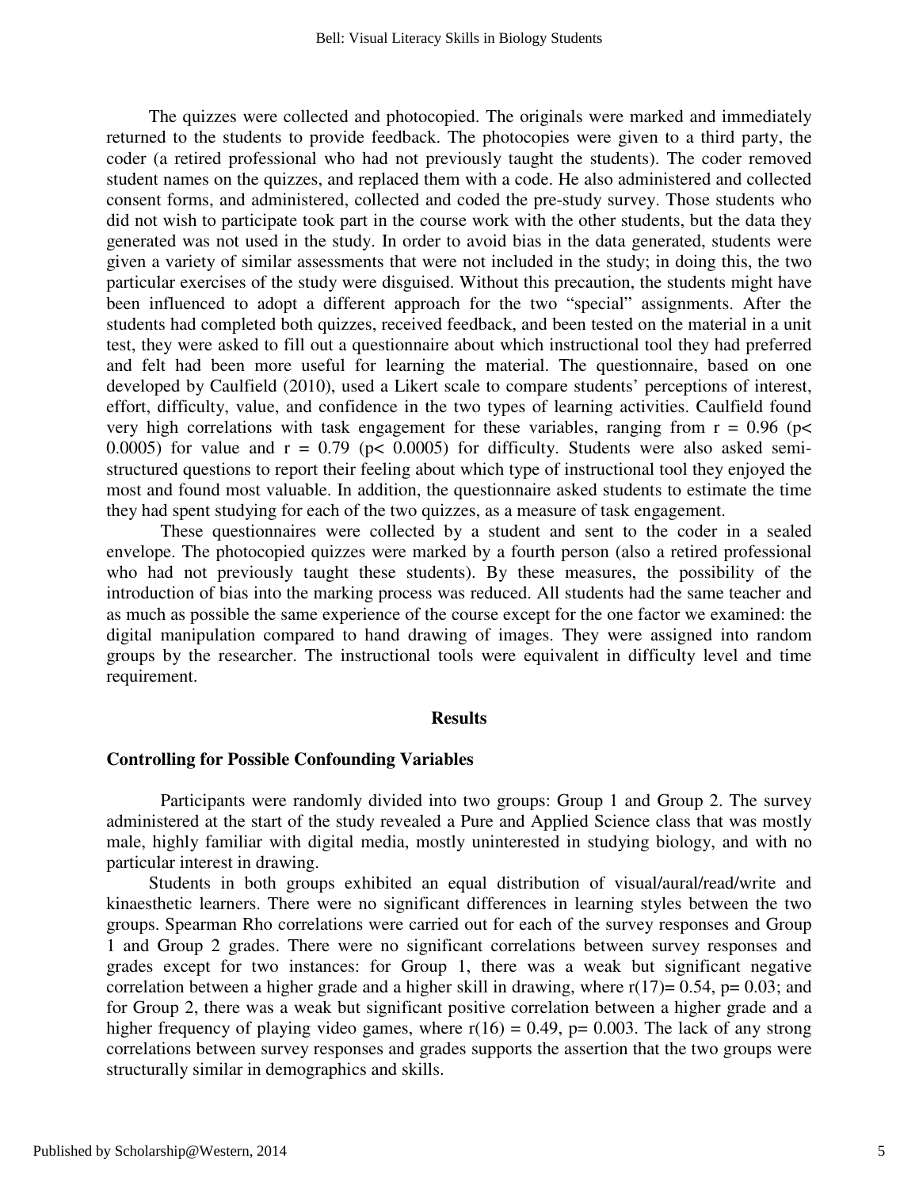The quizzes were collected and photocopied. The originals were marked and immediately returned to the students to provide feedback. The photocopies were given to a third party, the coder (a retired professional who had not previously taught the students). The coder removed student names on the quizzes, and replaced them with a code. He also administered and collected consent forms, and administered, collected and coded the pre-study survey. Those students who did not wish to participate took part in the course work with the other students, but the data they generated was not used in the study. In order to avoid bias in the data generated, students were given a variety of similar assessments that were not included in the study; in doing this, the two particular exercises of the study were disguised. Without this precaution, the students might have been influenced to adopt a different approach for the two "special" assignments. After the students had completed both quizzes, received feedback, and been tested on the material in a unit test, they were asked to fill out a questionnaire about which instructional tool they had preferred and felt had been more useful for learning the material. The questionnaire, based on one developed by Caulfield (2010), used a Likert scale to compare students' perceptions of interest, effort, difficulty, value, and confidence in the two types of learning activities. Caulfield found very high correlations with task engagement for these variables, ranging from $r = 0.96$ ($p < 0.0005$) for value and $r = 0.79$ ($p < 0.0005$) for difficulty. Students were also asked semi-structured questions to report their feeling about which type of instructional tool they enjoyed the most and found most valuable. In addition, the questionnaire asked students to estimate the time they had spent studying for each of the two quizzes, as a measure of task engagement.

These questionnaires were collected by a student and sent to the coder in a sealed envelope. The photocopied quizzes were marked by a fourth person (also a retired professional who had not previously taught these students). By these measures, the possibility of the introduction of bias into the marking process was reduced. All students had the same teacher and as much as possible the same experience of the course except for the one factor we examined: the digital manipulation compared to hand drawing of images. They were assigned into random groups by the researcher. The instructional tools were equivalent in difficulty level and time requirement.

## Results

### Controlling for Possible Confounding Variables

Participants were randomly divided into two groups: Group 1 and Group 2. The survey administered at the start of the study revealed a Pure and Applied Science class that was mostly male, highly familiar with digital media, mostly uninterested in studying biology, and with no particular interest in drawing.

Students in both groups exhibited an equal distribution of visual/aural/read/write and kinaesthetic learners. There were no significant differences in learning styles between the two groups. Spearman Rho correlations were carried out for each of the survey responses and Group 1 and Group 2 grades. There were no significant correlations between survey responses and grades except for two instances: for Group 1, there was a weak but significant negative correlation between a higher grade and a higher skill in drawing, where $r(17)= 0.54$, $p= 0.03$; and for Group 2, there was a weak but significant positive correlation between a higher grade and a higher frequency of playing video games, where $r(16) = 0.49$, $p= 0.003$. The lack of any strong correlations between survey responses and grades supports the assertion that the two groups were structurally similar in demographics and skills.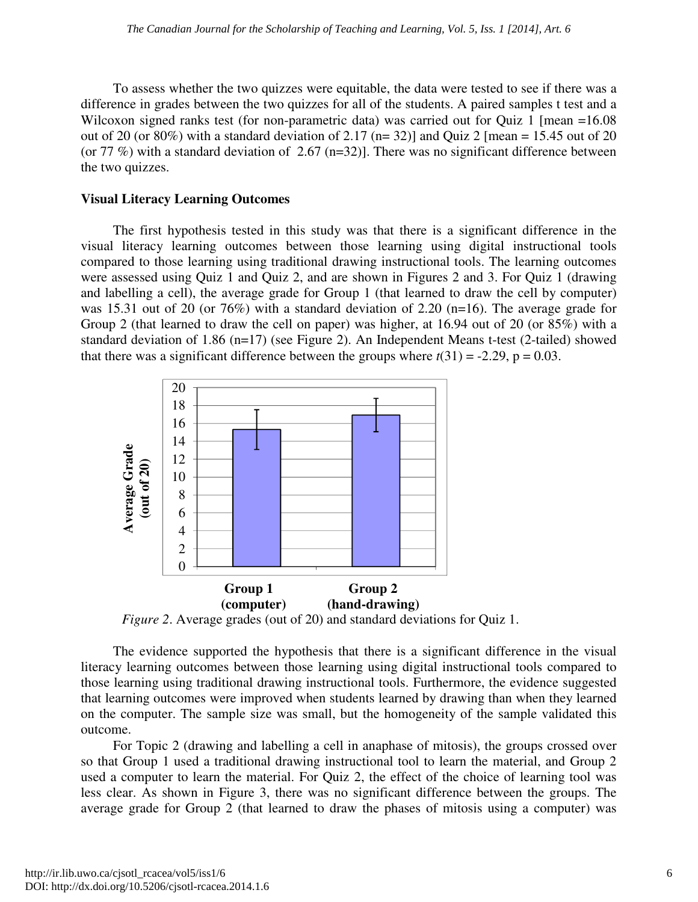To assess whether the two quizzes were equitable, the data were tested to see if there was a difference in grades between the two quizzes for all of the students. A paired samples t test and a Wilcoxon signed ranks test (for non-parametric data) was carried out for Quiz 1 [mean =16.08 out of 20 (or 80%) with a standard deviation of 2.17 (n= 32)] and Quiz 2 [mean = 15.45 out of 20 (or 77 %) with a standard deviation of 2.67 (n=32)]. There was no significant difference between the two quizzes.

**Visual Literacy Learning Outcomes**

The first hypothesis tested in this study was that there is a significant difference in the visual literacy learning outcomes between those learning using digital instructional tools compared to those learning using traditional drawing instructional tools. The learning outcomes were assessed using Quiz 1 and Quiz 2, and are shown in Figures 2 and 3. For Quiz 1 (drawing and labelling a cell), the average grade for Group 1 (that learned to draw the cell by computer) was 15.31 out of 20 (or 76%) with a standard deviation of 2.20 (n=16). The average grade for Group 2 (that learned to draw the cell on paper) was higher, at 16.94 out of 20 (or 85%) with a standard deviation of 1.86 (n=17) (see Figure 2). An Independent Means t-test (2-tailed) showed that there was a significant difference between the groups where $t(31) = -2.29$, $p = 0.03$.

*Figure 2*. Average grades (out of 20) and standard deviations for Quiz 1.

The evidence supported the hypothesis that there is a significant difference in the visual literacy learning outcomes between those learning using digital instructional tools compared to those learning using traditional drawing instructional tools. Furthermore, the evidence suggested that learning outcomes were improved when students learned by drawing than when they learned on the computer. The sample size was small, but the homogeneity of the sample validated this outcome.

For Topic 2 (drawing and labelling a cell in anaphase of mitosis), the groups crossed over so that Group 1 used a traditional drawing instructional tool to learn the material, and Group 2 used a computer to learn the material. For Quiz 2, the effect of the choice of learning tool was less clear. As shown in Figure 3, there was no significant difference between the groups. The average grade for Group 2 (that learned to draw the phases of mitosis using a computer) was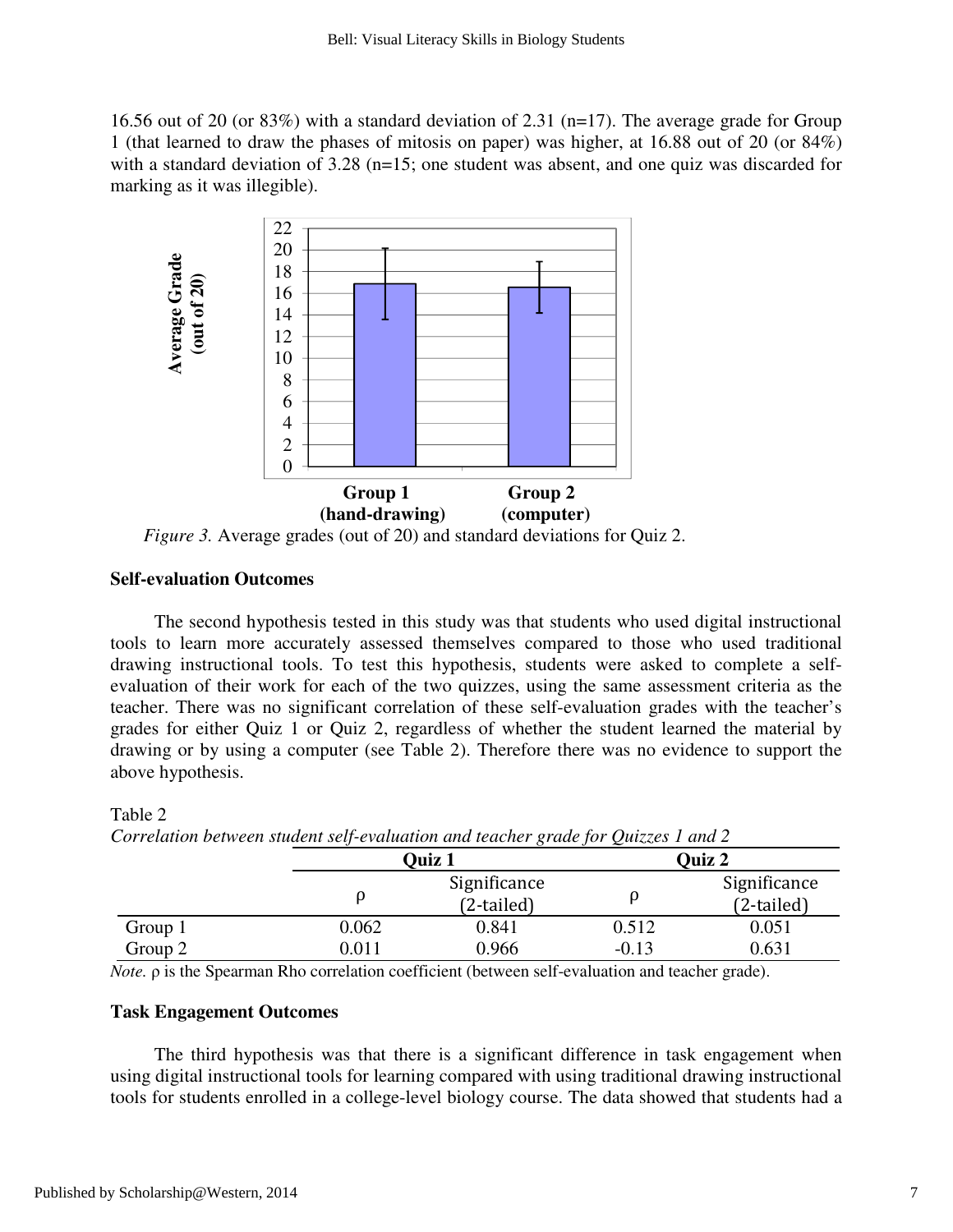16.56 out of 20 (or 83%) with a standard deviation of 2.31 (n=17). The average grade for Group 1 (that learned to draw the phases of mitosis on paper) was higher, at 16.88 out of 20 (or 84%) with a standard deviation of 3.28 (n=15; one student was absent, and one quiz was discarded for marking as it was illegible).

*Figure 3.* Average grades (out of 20) and standard deviations for Quiz 2.

### Self-evaluation Outcomes

The second hypothesis tested in this study was that students who used digital instructional tools to learn more accurately assessed themselves compared to those who used traditional drawing instructional tools. To test this hypothesis, students were asked to complete a self-evaluation of their work for each of the two quizzes, using the same assessment criteria as the teacher. There was no significant correlation of these self-evaluation grades with the teacher's grades for either Quiz 1 or Quiz 2, regardless of whether the student learned the material by drawing or by using a computer (see Table 2). Therefore there was no evidence to support the above hypothesis.

Table 2

*Correlation between student self-evaluation and teacher grade for Quizzes 1 and 2*

| | Quiz 1 | | Quiz 2 | |
|---|---|---|---|---|
| | ρ | Significance (2-tailed) | ρ | Significance (2-tailed) |
| Group 1 | 0.062 | 0.841 | 0.512 | 0.051 |
| Group 2 | 0.011 | 0.966 | -0.13 | 0.631 |

*Note.* ρ is the Spearman Rho correlation coefficient (between self-evaluation and teacher grade).

### Task Engagement Outcomes

The third hypothesis was that there is a significant difference in task engagement when using digital instructional tools for learning compared with using traditional drawing instructional tools for students enrolled in a college-level biology course. The data showed that students had a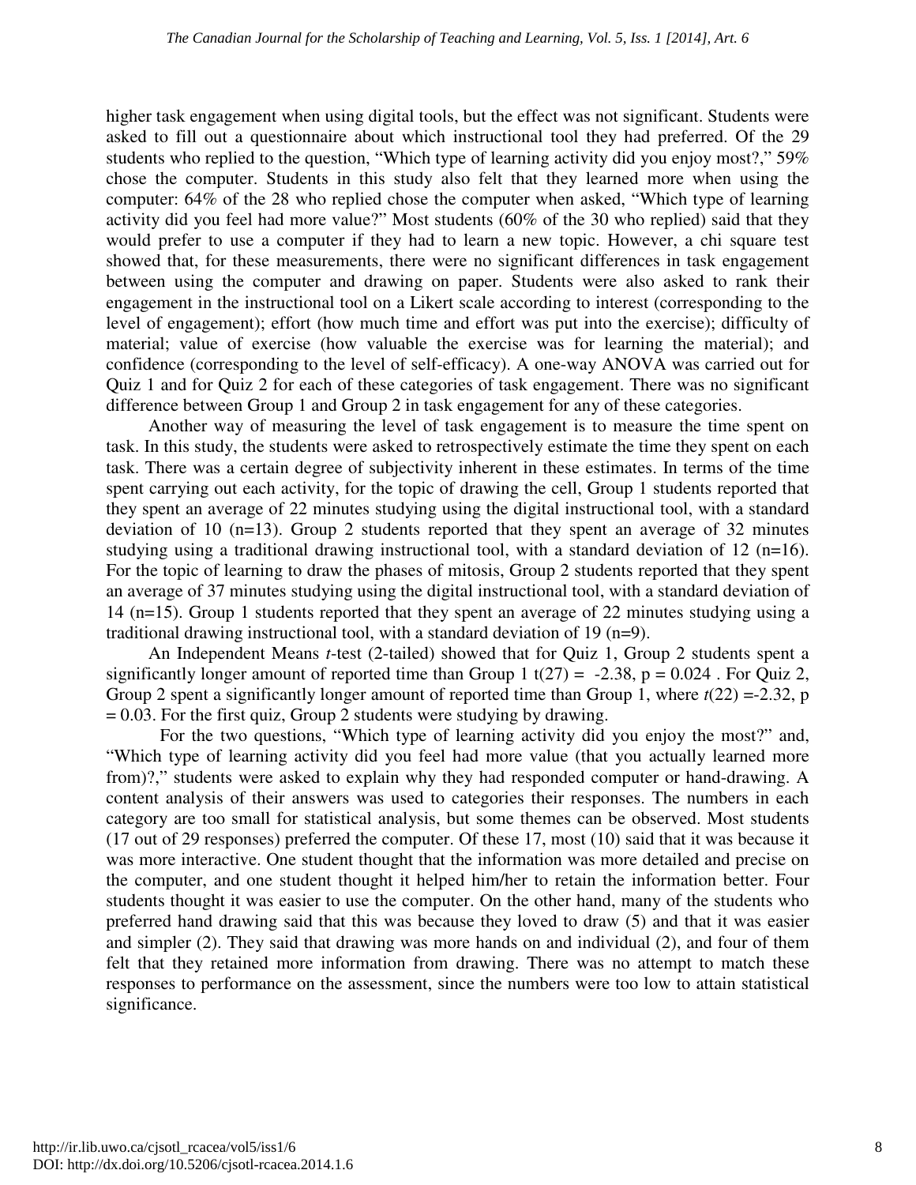higher task engagement when using digital tools, but the effect was not significant. Students were asked to fill out a questionnaire about which instructional tool they had preferred. Of the 29 students who replied to the question, “Which type of learning activity did you enjoy most?,” 59% chose the computer. Students in this study also felt that they learned more when using the computer: 64% of the 28 who replied chose the computer when asked, “Which type of learning activity did you feel had more value?” Most students (60% of the 30 who replied) said that they would prefer to use a computer if they had to learn a new topic. However, a chi square test showed that, for these measurements, there were no significant differences in task engagement between using the computer and drawing on paper. Students were also asked to rank their engagement in the instructional tool on a Likert scale according to interest (corresponding to the level of engagement); effort (how much time and effort was put into the exercise); difficulty of material; value of exercise (how valuable the exercise was for learning the material); and confidence (corresponding to the level of self-efficacy). A one-way ANOVA was carried out for Quiz 1 and for Quiz 2 for each of these categories of task engagement. There was no significant difference between Group 1 and Group 2 in task engagement for any of these categories.

Another way of measuring the level of task engagement is to measure the time spent on task. In this study, the students were asked to retrospectively estimate the time they spent on each task. There was a certain degree of subjectivity inherent in these estimates. In terms of the time spent carrying out each activity, for the topic of drawing the cell, Group 1 students reported that they spent an average of 22 minutes studying using the digital instructional tool, with a standard deviation of 10 (n=13). Group 2 students reported that they spent an average of 32 minutes studying using a traditional drawing instructional tool, with a standard deviation of 12 (n=16). For the topic of learning to draw the phases of mitosis, Group 2 students reported that they spent an average of 37 minutes studying using the digital instructional tool, with a standard deviation of 14 (n=15). Group 1 students reported that they spent an average of 22 minutes studying using a traditional drawing instructional tool, with a standard deviation of 19 (n=9).

An Independent Means *t*-test (2-tailed) showed that for Quiz 1, Group 2 students spent a significantly longer amount of reported time than Group 1 $t(27) = -2.38$, $p = 0.024$ . For Quiz 2, Group 2 spent a significantly longer amount of reported time than Group 1, where $t(22) = -2.32$, $p = 0.03$. For the first quiz, Group 2 students were studying by drawing.

For the two questions, “Which type of learning activity did you enjoy the most?” and, “Which type of learning activity did you feel had more value (that you actually learned more from)?,” students were asked to explain why they had responded computer or hand-drawing. A content analysis of their answers was used to categories their responses. The numbers in each category are too small for statistical analysis, but some themes can be observed. Most students (17 out of 29 responses) preferred the computer. Of these 17, most (10) said that it was because it was more interactive. One student thought that the information was more detailed and precise on the computer, and one student thought it helped him/her to retain the information better. Four students thought it was easier to use the computer. On the other hand, many of the students who preferred hand drawing said that this was because they loved to draw (5) and that it was easier and simpler (2). They said that drawing was more hands on and individual (2), and four of them felt that they retained more information from drawing. There was no attempt to match these responses to performance on the assessment, since the numbers were too low to attain statistical significance.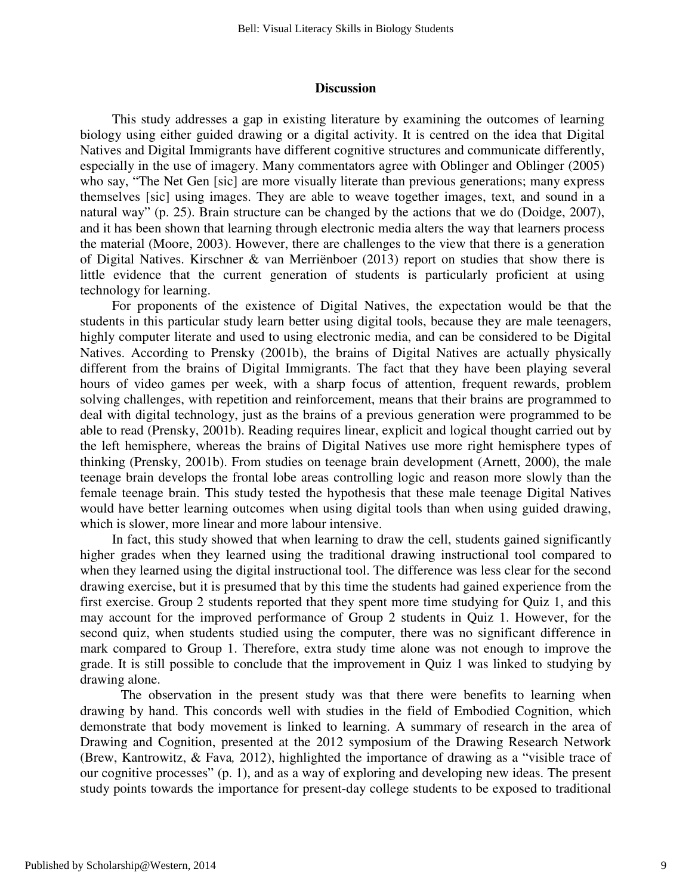## Discussion

This study addresses a gap in existing literature by examining the outcomes of learning biology using either guided drawing or a digital activity. It is centred on the idea that Digital Natives and Digital Immigrants have different cognitive structures and communicate differently, especially in the use of imagery. Many commentators agree with Oblinger and Oblinger (2005) who say, "The Net Gen [sic] are more visually literate than previous generations; many express themselves [sic] using images. They are able to weave together images, text, and sound in a natural way" (p. 25). Brain structure can be changed by the actions that we do (Doidge, 2007), and it has been shown that learning through electronic media alters the way that learners process the material (Moore, 2003). However, there are challenges to the view that there is a generation of Digital Natives. Kirschner & van Merriënboer (2013) report on studies that show there is little evidence that the current generation of students is particularly proficient at using technology for learning.

For proponents of the existence of Digital Natives, the expectation would be that the students in this particular study learn better using digital tools, because they are male teenagers, highly computer literate and used to using electronic media, and can be considered to be Digital Natives. According to Prensky (2001b), the brains of Digital Natives are actually physically different from the brains of Digital Immigrants. The fact that they have been playing several hours of video games per week, with a sharp focus of attention, frequent rewards, problem solving challenges, with repetition and reinforcement, means that their brains are programmed to deal with digital technology, just as the brains of a previous generation were programmed to be able to read (Prensky, 2001b). Reading requires linear, explicit and logical thought carried out by the left hemisphere, whereas the brains of Digital Natives use more right hemisphere types of thinking (Prensky, 2001b). From studies on teenage brain development (Arnett, 2000), the male teenage brain develops the frontal lobe areas controlling logic and reason more slowly than the female teenage brain. This study tested the hypothesis that these male teenage Digital Natives would have better learning outcomes when using digital tools than when using guided drawing, which is slower, more linear and more labour intensive.

In fact, this study showed that when learning to draw the cell, students gained significantly higher grades when they learned using the traditional drawing instructional tool compared to when they learned using the digital instructional tool. The difference was less clear for the second drawing exercise, but it is presumed that by this time the students had gained experience from the first exercise. Group 2 students reported that they spent more time studying for Quiz 1, and this may account for the improved performance of Group 2 students in Quiz 1. However, for the second quiz, when students studied using the computer, there was no significant difference in mark compared to Group 1. Therefore, extra study time alone was not enough to improve the grade. It is still possible to conclude that the improvement in Quiz 1 was linked to studying by drawing alone.

The observation in the present study was that there were benefits to learning when drawing by hand. This concords well with studies in the field of Embodied Cognition, which demonstrate that body movement is linked to learning. A summary of research in the area of Drawing and Cognition, presented at the 2012 symposium of the Drawing Research Network (Brew, Kantrowitz, & Fava*,* 2012), highlighted the importance of drawing as a "visible trace of our cognitive processes" (p. 1), and as a way of exploring and developing new ideas. The present study points towards the importance for present-day college students to be exposed to traditional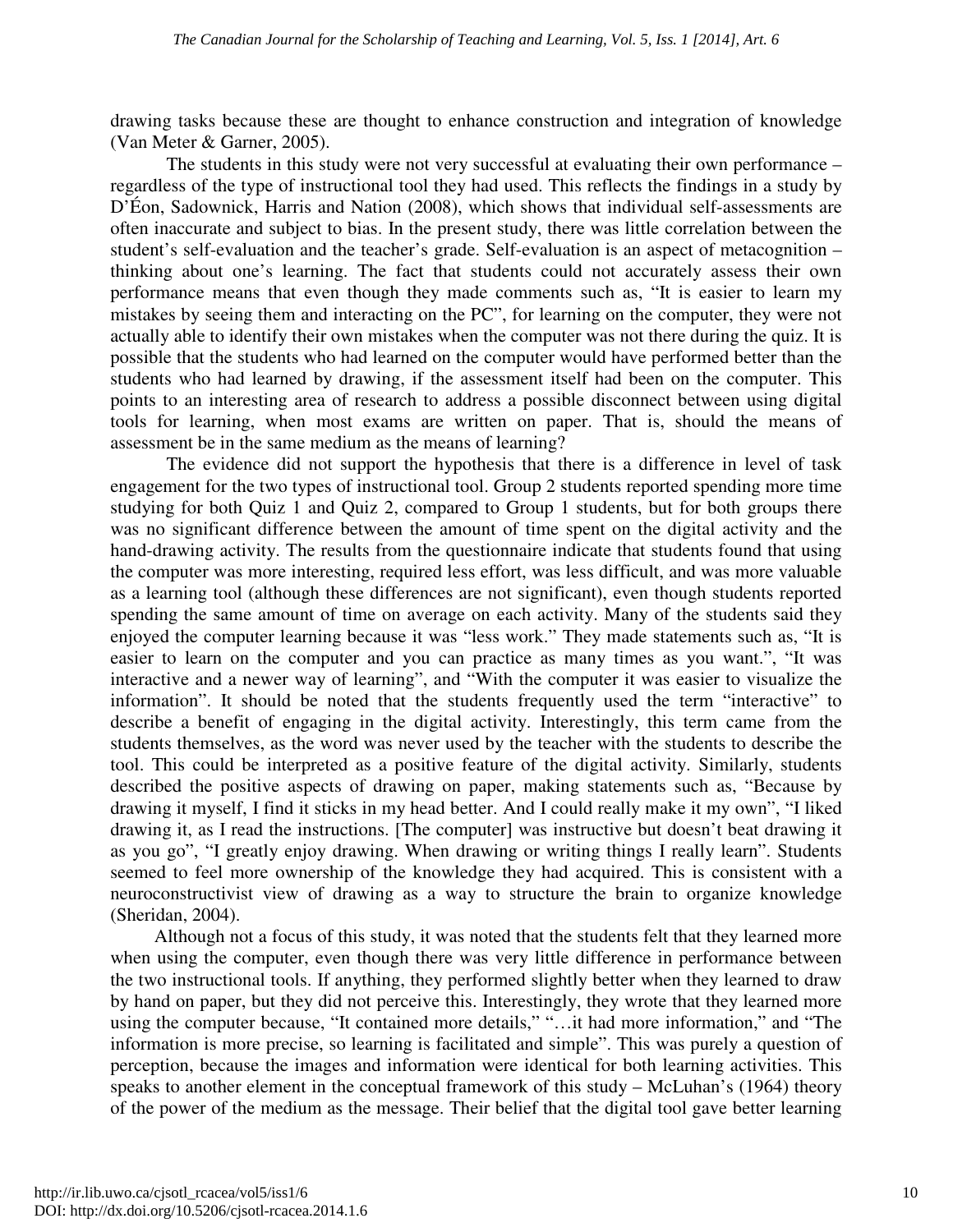drawing tasks because these are thought to enhance construction and integration of knowledge (Van Meter & Garner, 2005).

The students in this study were not very successful at evaluating their own performance – regardless of the type of instructional tool they had used. This reflects the findings in a study by D'Éon, Sadownick, Harris and Nation (2008), which shows that individual self-assessments are often inaccurate and subject to bias. In the present study, there was little correlation between the student's self-evaluation and the teacher's grade. Self-evaluation is an aspect of metacognition – thinking about one's learning. The fact that students could not accurately assess their own performance means that even though they made comments such as, "It is easier to learn my mistakes by seeing them and interacting on the PC", for learning on the computer, they were not actually able to identify their own mistakes when the computer was not there during the quiz. It is possible that the students who had learned on the computer would have performed better than the students who had learned by drawing, if the assessment itself had been on the computer. This points to an interesting area of research to address a possible disconnect between using digital tools for learning, when most exams are written on paper. That is, should the means of assessment be in the same medium as the means of learning?

The evidence did not support the hypothesis that there is a difference in level of task engagement for the two types of instructional tool. Group 2 students reported spending more time studying for both Quiz 1 and Quiz 2, compared to Group 1 students, but for both groups there was no significant difference between the amount of time spent on the digital activity and the hand-drawing activity. The results from the questionnaire indicate that students found that using the computer was more interesting, required less effort, was less difficult, and was more valuable as a learning tool (although these differences are not significant), even though students reported spending the same amount of time on average on each activity. Many of the students said they enjoyed the computer learning because it was "less work." They made statements such as, "It is easier to learn on the computer and you can practice as many times as you want.", "It was interactive and a newer way of learning", and "With the computer it was easier to visualize the information". It should be noted that the students frequently used the term "interactive" to describe a benefit of engaging in the digital activity. Interestingly, this term came from the students themselves, as the word was never used by the teacher with the students to describe the tool. This could be interpreted as a positive feature of the digital activity. Similarly, students described the positive aspects of drawing on paper, making statements such as, "Because by drawing it myself, I find it sticks in my head better. And I could really make it my own", "I liked drawing it, as I read the instructions. [The computer] was instructive but doesn't beat drawing it as you go", "I greatly enjoy drawing. When drawing or writing things I really learn". Students seemed to feel more ownership of the knowledge they had acquired. This is consistent with a neuroconstructivist view of drawing as a way to structure the brain to organize knowledge (Sheridan, 2004).

Although not a focus of this study, it was noted that the students felt that they learned more when using the computer, even though there was very little difference in performance between the two instructional tools. If anything, they performed slightly better when they learned to draw by hand on paper, but they did not perceive this. Interestingly, they wrote that they learned more using the computer because, "It contained more details," "…it had more information," and "The information is more precise, so learning is facilitated and simple". This was purely a question of perception, because the images and information were identical for both learning activities. This speaks to another element in the conceptual framework of this study – McLuhan's (1964) theory of the power of the medium as the message. Their belief that the digital tool gave better learning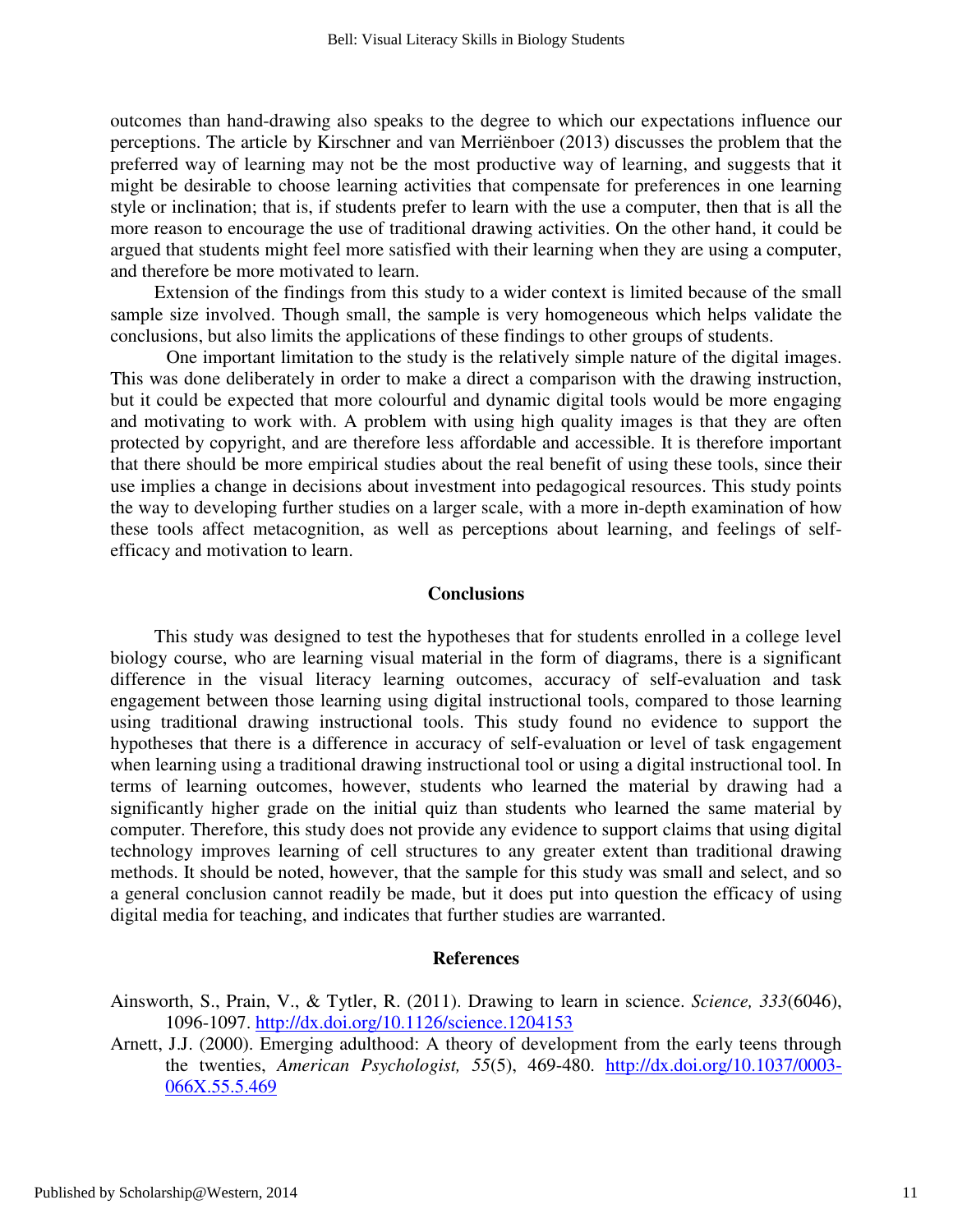outcomes than hand-drawing also speaks to the degree to which our expectations influence our perceptions. The article by Kirschner and van Merriënboer (2013) discusses the problem that the preferred way of learning may not be the most productive way of learning, and suggests that it might be desirable to choose learning activities that compensate for preferences in one learning style or inclination; that is, if students prefer to learn with the use a computer, then that is all the more reason to encourage the use of traditional drawing activities. On the other hand, it could be argued that students might feel more satisfied with their learning when they are using a computer, and therefore be more motivated to learn.

Extension of the findings from this study to a wider context is limited because of the small sample size involved. Though small, the sample is very homogeneous which helps validate the conclusions, but also limits the applications of these findings to other groups of students.

One important limitation to the study is the relatively simple nature of the digital images. This was done deliberately in order to make a direct a comparison with the drawing instruction, but it could be expected that more colourful and dynamic digital tools would be more engaging and motivating to work with. A problem with using high quality images is that they are often protected by copyright, and are therefore less affordable and accessible. It is therefore important that there should be more empirical studies about the real benefit of using these tools, since their use implies a change in decisions about investment into pedagogical resources. This study points the way to developing further studies on a larger scale, with a more in-depth examination of how these tools affect metacognition, as well as perceptions about learning, and feelings of self-efficacy and motivation to learn.

## Conclusions

This study was designed to test the hypotheses that for students enrolled in a college level biology course, who are learning visual material in the form of diagrams, there is a significant difference in the visual literacy learning outcomes, accuracy of self-evaluation and task engagement between those learning using digital instructional tools, compared to those learning using traditional drawing instructional tools. This study found no evidence to support the hypotheses that there is a difference in accuracy of self-evaluation or level of task engagement when learning using a traditional drawing instructional tool or using a digital instructional tool. In terms of learning outcomes, however, students who learned the material by drawing had a significantly higher grade on the initial quiz than students who learned the same material by computer. Therefore, this study does not provide any evidence to support claims that using digital technology improves learning of cell structures to any greater extent than traditional drawing methods. It should be noted, however, that the sample for this study was small and select, and so a general conclusion cannot readily be made, but it does put into question the efficacy of using digital media for teaching, and indicates that further studies are warranted.

## References

Ainsworth, S., Prain, V., & Tytler, R. (2011). Drawing to learn in science. *Science, 333*(6046), 1096-1097. http://dx.doi.org/10.1126/science.1204153

Arnett, J.J. (2000). Emerging adulthood: A theory of development from the early teens through the twenties, *American Psychologist, 55*(5), 469-480. http://dx.doi.org/10.1037/0003-066X.55.5.469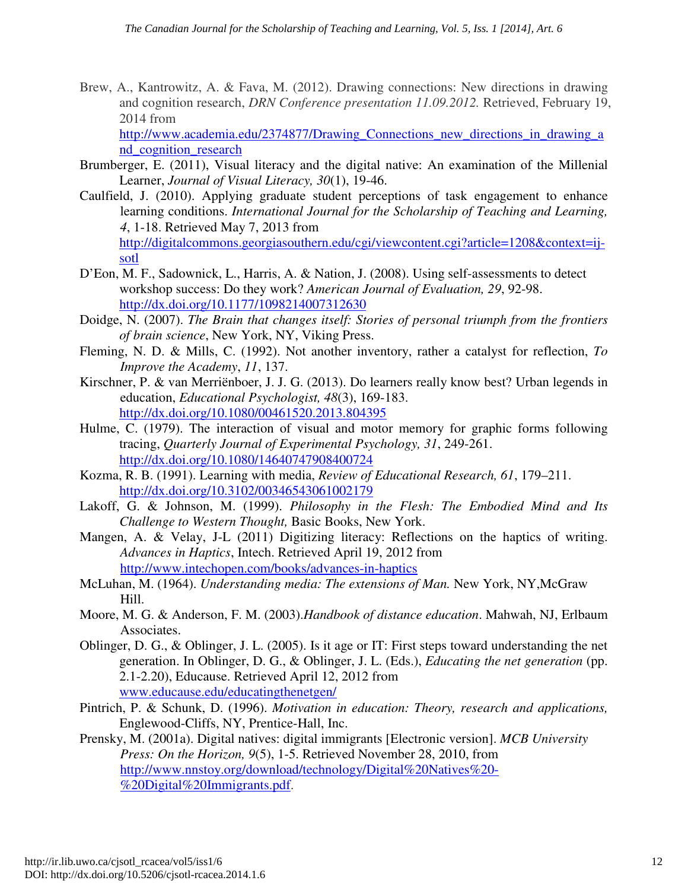Brew, A., Kantrowitz, A. & Fava, M. (2012). Drawing connections: New directions in drawing and cognition research, *DRN Conference presentation 11.09.2012.* Retrieved, February 19, 2014 from http://www.academia.edu/2374877/Drawing_Connections_new_directions_in_drawing_and_cognition_research

Brumberger, E. (2011), Visual literacy and the digital native: An examination of the Millenial Learner, *Journal of Visual Literacy, 30*(1), 19-46.

Caulfield, J. (2010). Applying graduate student perceptions of task engagement to enhance learning conditions. *International Journal for the Scholarship of Teaching and Learning, 4*, 1-18. Retrieved May 7, 2013 from http://digitalcommons.georgiasouthern.edu/cgi/viewcontent.cgi?article=1208&context=ij-sotl

D'Eon, M. F., Sadownick, L., Harris, A. & Nation, J. (2008). Using self-assessments to detect workshop success: Do they work? *American Journal of Evaluation, 29*, 92-98. http://dx.doi.org/10.1177/1098214007312630

Doidge, N. (2007). *The Brain that changes itself: Stories of personal triumph from the frontiers of brain science*, New York, NY, Viking Press.

Fleming, N. D. & Mills, C. (1992). Not another inventory, rather a catalyst for reflection, *To Improve the Academy*, *11*, 137.

Kirschner, P. & van Merriënboer, J. J. G. (2013). Do learners really know best? Urban legends in education, *Educational Psychologist, 48*(3), 169-183. http://dx.doi.org/10.1080/00461520.2013.804395

Hulme, C. (1979). The interaction of visual and motor memory for graphic forms following tracing, *Quarterly Journal of Experimental Psychology, 31*, 249-261. http://dx.doi.org/10.1080/14640747908400724

Kozma, R. B. (1991). Learning with media, *Review of Educational Research, 61*, 179–211. http://dx.doi.org/10.3102/00346543061002179

Lakoff, G. & Johnson, M. (1999). *Philosophy in the Flesh: The Embodied Mind and Its Challenge to Western Thought,* Basic Books, New York.

Mangen, A. & Velay, J-L (2011) Digitizing literacy: Reflections on the haptics of writing. *Advances in Haptics*, Intech. Retrieved April 19, 2012 from http://www.intechopen.com/books/advances-in-haptics

McLuhan, M. (1964). *Understanding media: The extensions of Man.* New York, NY,McGraw Hill.

Moore, M. G. & Anderson, F. M. (2003).*Handbook of distance education*. Mahwah, NJ, Erlbaum Associates.

Oblinger, D. G., & Oblinger, J. L. (2005). Is it age or IT: First steps toward understanding the net generation. In Oblinger, D. G., & Oblinger, J. L. (Eds.), *Educating the net generation* (pp. 2.1-2.20), Educause. Retrieved April 12, 2012 from www.educause.edu/educatingthenetgen/

Pintrich, P. & Schunk, D. (1996). *Motivation in education: Theory, research and applications,* Englewood-Cliffs, NY, Prentice-Hall, Inc.

Prensky, M. (2001a). Digital natives: digital immigrants [Electronic version]. *MCB University Press: On the Horizon, 9*(5), 1-5. Retrieved November 28, 2010, from http://www.nnstoy.org/download/technology/Digital%20Natives%20-%20Digital%20Immigrants.pdf.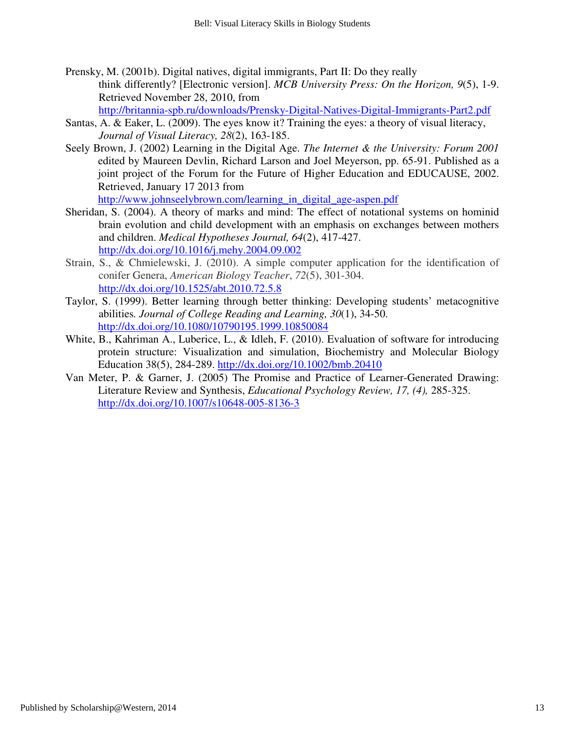Prensky, M. (2001b). Digital natives, digital immigrants, Part II: Do they really think differently? [Electronic version]. *MCB University Press: On the Horizon, 9*(5), 1-9. Retrieved November 28, 2010, from http://britannia-spb.ru/downloads/Prensky-Digital-Natives-Digital-Immigrants-Part2.pdf

Santas, A. & Eaker, L. (2009). The eyes know it? Training the eyes: a theory of visual literacy, *Journal of Visual Literacy, 28*(2), 163-185.

Seely Brown, J. (2002) Learning in the Digital Age. *The Internet & the University: Forum 2001* edited by Maureen Devlin, Richard Larson and Joel Meyerson, pp. 65-91. Published as a joint project of the Forum for the Future of Higher Education and EDUCAUSE, 2002. Retrieved, January 17 2013 from http://www.johnseelybrown.com/learning_in_digital_age-aspen.pdf

Sheridan, S. (2004). A theory of marks and mind: The effect of notational systems on hominid brain evolution and child development with an emphasis on exchanges between mothers and children. *Medical Hypotheses Journal, 64*(2), 417-427. http://dx.doi.org/10.1016/j.mehy.2004.09.002

Strain, S., & Chmielewski, J. (2010). A simple computer application for the identification of conifer Genera, *American Biology Teacher*, *72*(5), 301-304. http://dx.doi.org/10.1525/abt.2010.72.5.8

Taylor, S. (1999). Better learning through better thinking: Developing students' metacognitive abilities. *Journal of College Reading and Learning, 30*(1), 34-50. http://dx.doi.org/10.1080/10790195.1999.10850084

White, B., Kahriman A., Luberice, L., & Idleh, F. (2010). Evaluation of software for introducing protein structure: Visualization and simulation, Biochemistry and Molecular Biology Education 38(5), 284-289. http://dx.doi.org/10.1002/bmb.20410

Van Meter, P. & Garner, J. (2005) The Promise and Practice of Learner-Generated Drawing: Literature Review and Synthesis, *Educational Psychology Review, 17, (4),* 285-325. http://dx.doi.org/10.1007/s10648-005-8136-3